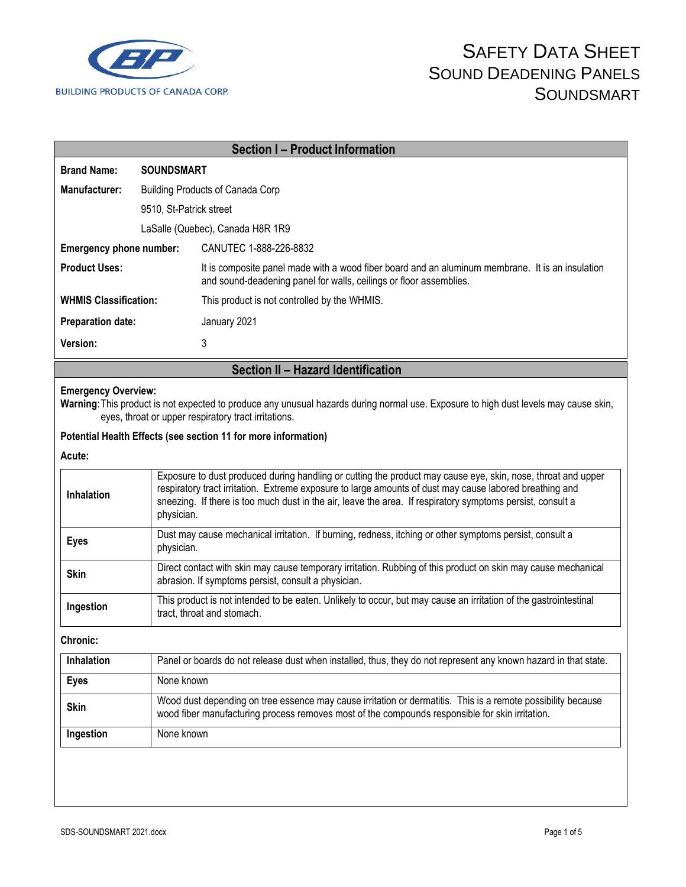# SAFETY DATA SHEET
## SOUND DEADENING PANELS
## SOUNDSMART

BUILDING PRODUCTS OF CANADA CORP.

## Section I – Product Information

**Brand Name:** **SOUNDSMART**

**Manufacturer:** Building Products of Canada Corp
9510, St-Patrick street
LaSalle (Quebec), Canada H8R 1R9

**Emergency phone number:** CANUTEC 1-888-226-8832

**Product Uses:** It is composite panel made with a wood fiber board and an aluminum membrane. It is an insulation and sound-deadening panel for walls, ceilings or floor assemblies.

**WHMIS Classification:** This product is not controlled by the WHMIS.

**Preparation date:** January 2021

**Version:** 3

## Section II – Hazard Identification

**Emergency Overview:**

**Warning**: This product is not expected to produce any unusual hazards during normal use. Exposure to high dust levels may cause skin, eyes, throat or upper respiratory tract irritations.

**Potential Health Effects (see section 11 for more information)**

**Acute:**

| | |
|---|---|
| **Inhalation** | Exposure to dust produced during handling or cutting the product may cause eye, skin, nose, throat and upper respiratory tract irritation. Extreme exposure to large amounts of dust may cause labored breathing and sneezing. If there is too much dust in the air, leave the area. If respiratory symptoms persist, consult a physician. |
| **Eyes** | Dust may cause mechanical irritation. If burning, redness, itching or other symptoms persist, consult a physician. |
| **Skin** | Direct contact with skin may cause temporary irritation. Rubbing of this product on skin may cause mechanical abrasion. If symptoms persist, consult a physician. |
| **Ingestion** | This product is not intended to be eaten. Unlikely to occur, but may cause an irritation of the gastrointestinal tract, throat and stomach. |

**Chronic:**

| | |
|---|---|
| **Inhalation** | Panel or boards do not release dust when installed, thus, they do not represent any known hazard in that state. |
| **Eyes** | None known |
| **Skin** | Wood dust depending on tree essence may cause irritation or dermatitis. This is a remote possibility because wood fiber manufacturing process removes most of the compounds responsible for skin irritation. |
| **Ingestion** | None known |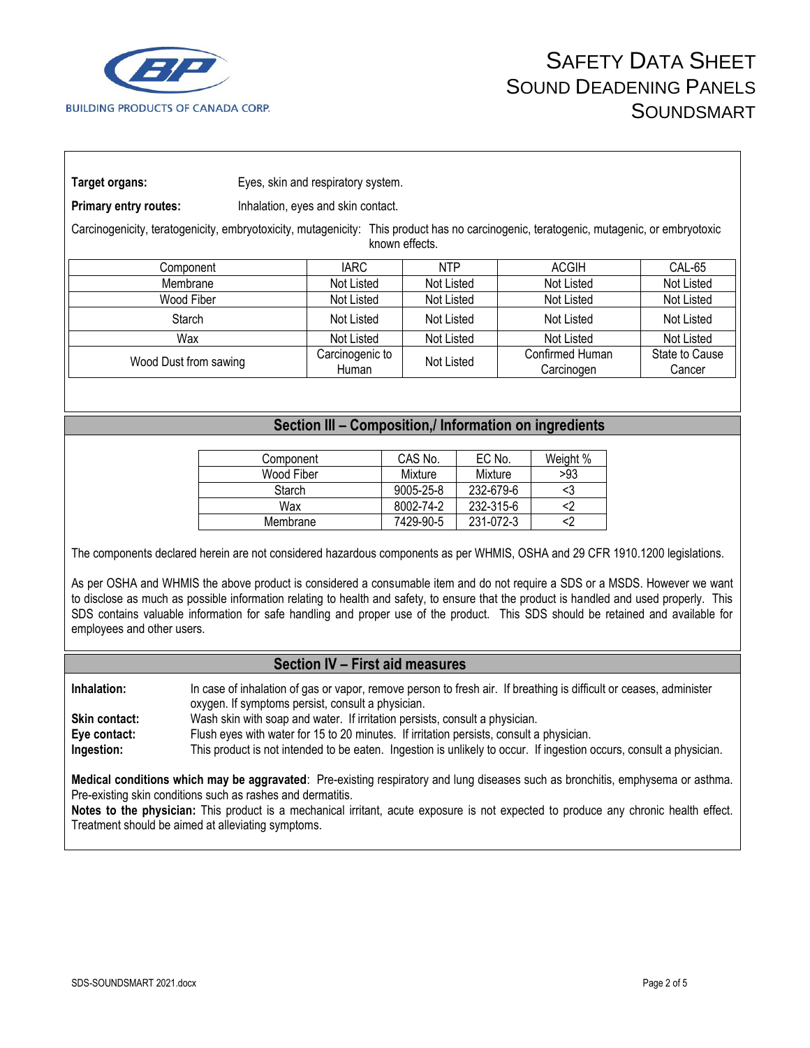**Target organs:** Eyes, skin and respiratory system.

**Primary entry routes:** Inhalation, eyes and skin contact.

Carcinogenicity, teratogenicity, embryotoxicity, mutagenicity: This product has no carcinogenic, teratogenic, mutagenic, or embryotoxic known effects.

| Component | IARC | NTP | ACGIH | CAL-65 |
|---|---|---|---|---|
| Membrane | Not Listed | Not Listed | Not Listed | Not Listed |
| Wood Fiber | Not Listed | Not Listed | Not Listed | Not Listed |
| Starch | Not Listed | Not Listed | Not Listed | Not Listed |
| Wax | Not Listed | Not Listed | Not Listed | Not Listed |
| Wood Dust from sawing | Carcinogenic to Human | Not Listed | Confirmed Human Carcinogen | State to Cause Cancer |

## Section III – Composition,/ Information on ingredients

| Component | CAS No. | EC No. | Weight % |
|---|---|---|---|
| Wood Fiber | Mixture | Mixture | >93 |
| Starch | 9005-25-8 | 232-679-6 | <3 |
| Wax | 8002-74-2 | 232-315-6 | <2 |
| Membrane | 7429-90-5 | 231-072-3 | <2 |

The components declared herein are not considered hazardous components as per WHMIS, OSHA and 29 CFR 1910.1200 legislations.

As per OSHA and WHMIS the above product is considered a consumable item and do not require a SDS or a MSDS. However we want to disclose as much as possible information relating to health and safety, to ensure that the product is handled and used properly. This SDS contains valuable information for safe handling and proper use of the product. This SDS should be retained and available for employees and other users.

## Section IV – First aid measures

**Inhalation:** In case of inhalation of gas or vapor, remove person to fresh air. If breathing is difficult or ceases, administer oxygen. If symptoms persist, consult a physician.

**Skin contact:** Wash skin with soap and water. If irritation persists, consult a physician.

**Eye contact:** Flush eyes with water for 15 to 20 minutes. If irritation persists, consult a physician.

**Ingestion:** This product is not intended to be eaten. Ingestion is unlikely to occur. If ingestion occurs, consult a physician.

**Medical conditions which may be aggravated**: Pre-existing respiratory and lung diseases such as bronchitis, emphysema or asthma. Pre-existing skin conditions such as rashes and dermatitis.

**Notes to the physician:** This product is a mechanical irritant, acute exposure is not expected to produce any chronic health effect. Treatment should be aimed at alleviating symptoms.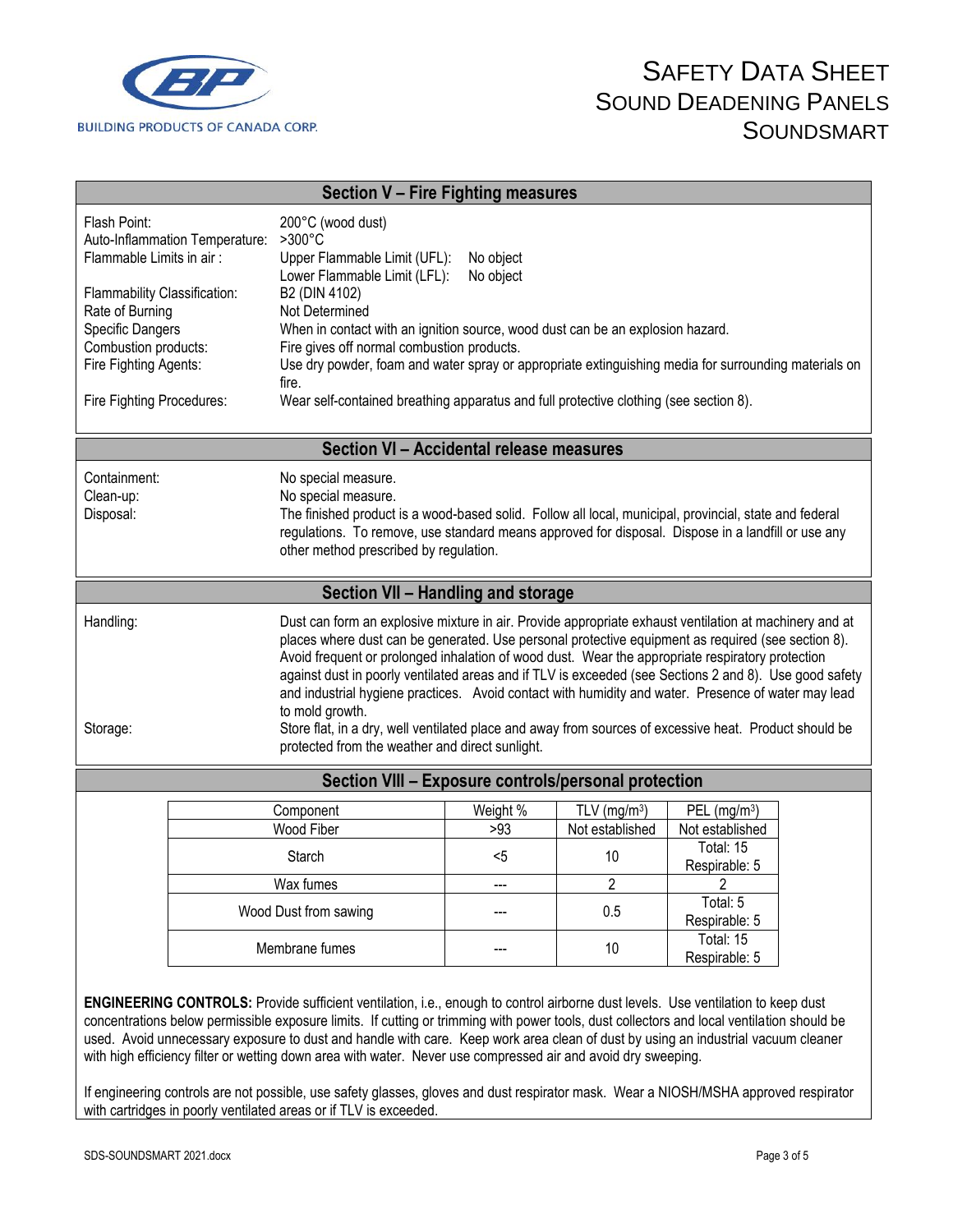## Section V – Fire Fighting measures

Flash Point: 200°C (wood dust)

Auto-Inflammation Temperature: >300°C

Flammable Limits in air : Upper Flammable Limit (UFL): No object
Lower Flammable Limit (LFL): No object

Flammability Classification: B2 (DIN 4102)

Rate of Burning: Not Determined

Specific Dangers: When in contact with an ignition source, wood dust can be an explosion hazard.

Combustion products: Fire gives off normal combustion products.

Fire Fighting Agents: Use dry powder, foam and water spray or appropriate extinguishing media for surrounding materials on fire.

Fire Fighting Procedures: Wear self-contained breathing apparatus and full protective clothing (see section 8).

## Section VI – Accidental release measures

Containment: No special measure.

Clean-up: No special measure.

Disposal: The finished product is a wood-based solid. Follow all local, municipal, provincial, state and federal regulations. To remove, use standard means approved for disposal. Dispose in a landfill or use any other method prescribed by regulation.

## Section VII – Handling and storage

Handling: Dust can form an explosive mixture in air. Provide appropriate exhaust ventilation at machinery and at places where dust can be generated. Use personal protective equipment as required (see section 8). Avoid frequent or prolonged inhalation of wood dust. Wear the appropriate respiratory protection against dust in poorly ventilated areas and if TLV is exceeded (see Sections 2 and 8). Use good safety and industrial hygiene practices. Avoid contact with humidity and water. Presence of water may lead to mold growth.

Storage: Store flat, in a dry, well ventilated place and away from sources of excessive heat. Product should be protected from the weather and direct sunlight.

## Section VIII – Exposure controls/personal protection

| Component | Weight % | TLV (mg/m$^3$) | PEL (mg/m$^3$) |
|---|---|---|---|
| Wood Fiber | >93 | Not established | Not established |
| Starch | <5 | 10 | Total: 15<br>Respirable: 5 |
| Wax fumes | --- | 2 | 2 |
| Wood Dust from sawing | --- | 0.5 | Total: 5<br>Respirable: 5 |
| Membrane fumes | --- | 10 | Total: 15<br>Respirable: 5 |

**ENGINEERING CONTROLS:** Provide sufficient ventilation, i.e., enough to control airborne dust levels. Use ventilation to keep dust concentrations below permissible exposure limits. If cutting or trimming with power tools, dust collectors and local ventilation should be used. Avoid unnecessary exposure to dust and handle with care. Keep work area clean of dust by using an industrial vacuum cleaner with high efficiency filter or wetting down area with water. Never use compressed air and avoid dry sweeping.

If engineering controls are not possible, use safety glasses, gloves and dust respirator mask. Wear a NIOSH/MSHA approved respirator with cartridges in poorly ventilated areas or if TLV is exceeded.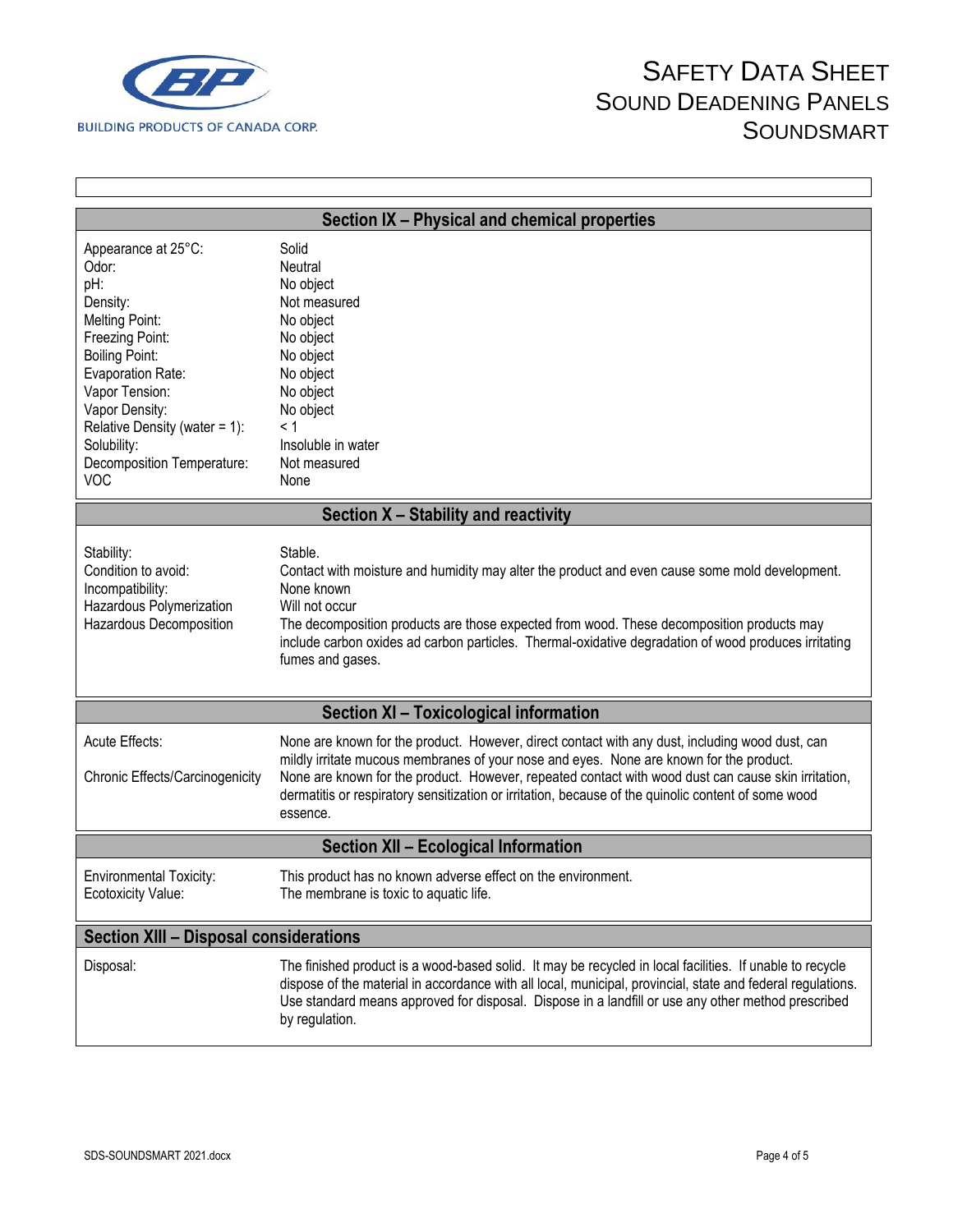## Section IX – Physical and chemical properties

| | |
|---|---|
| Appearance at 25°C: | Solid |
| Odor: | Neutral |
| pH: | No object |
| Density: | Not measured |
| Melting Point: | No object |
| Freezing Point: | No object |
| Boiling Point: | No object |
| Evaporation Rate: | No object |
| Vapor Tension: | No object |
| Vapor Density: | No object |
| Relative Density (water = 1): | < 1 |
| Solubility: | Insoluble in water |
| Decomposition Temperature: | Not measured |
| VOC | None |

## Section X – Stability and reactivity

| | |
|---|---|
| Stability: | Stable. |
| Condition to avoid: | Contact with moisture and humidity may alter the product and even cause some mold development. |
| Incompatibility: | None known |
| Hazardous Polymerization | Will not occur |
| Hazardous Decomposition | The decomposition products are those expected from wood. These decomposition products may include carbon oxides ad carbon particles. Thermal-oxidative degradation of wood produces irritating fumes and gases. |

## Section XI – Toxicological information

| | |
|---|---|
| Acute Effects: | None are known for the product. However, direct contact with any dust, including wood dust, can mildly irritate mucous membranes of your nose and eyes. None are known for the product. |
| Chronic Effects/Carcinogenicity | None are known for the product. However, repeated contact with wood dust can cause skin irritation, dermatitis or respiratory sensitization or irritation, because of the quinolic content of some wood essence. |

## Section XII – Ecological Information

| | |
|---|---|
| Environmental Toxicity: | This product has no known adverse effect on the environment. |
| Ecotoxicity Value: | The membrane is toxic to aquatic life. |

## Section XIII – Disposal considerations

| | |
|---|---|
| Disposal: | The finished product is a wood-based solid. It may be recycled in local facilities. If unable to recycle dispose of the material in accordance with all local, municipal, provincial, state and federal regulations. Use standard means approved for disposal. Dispose in a landfill or use any other method prescribed by regulation. |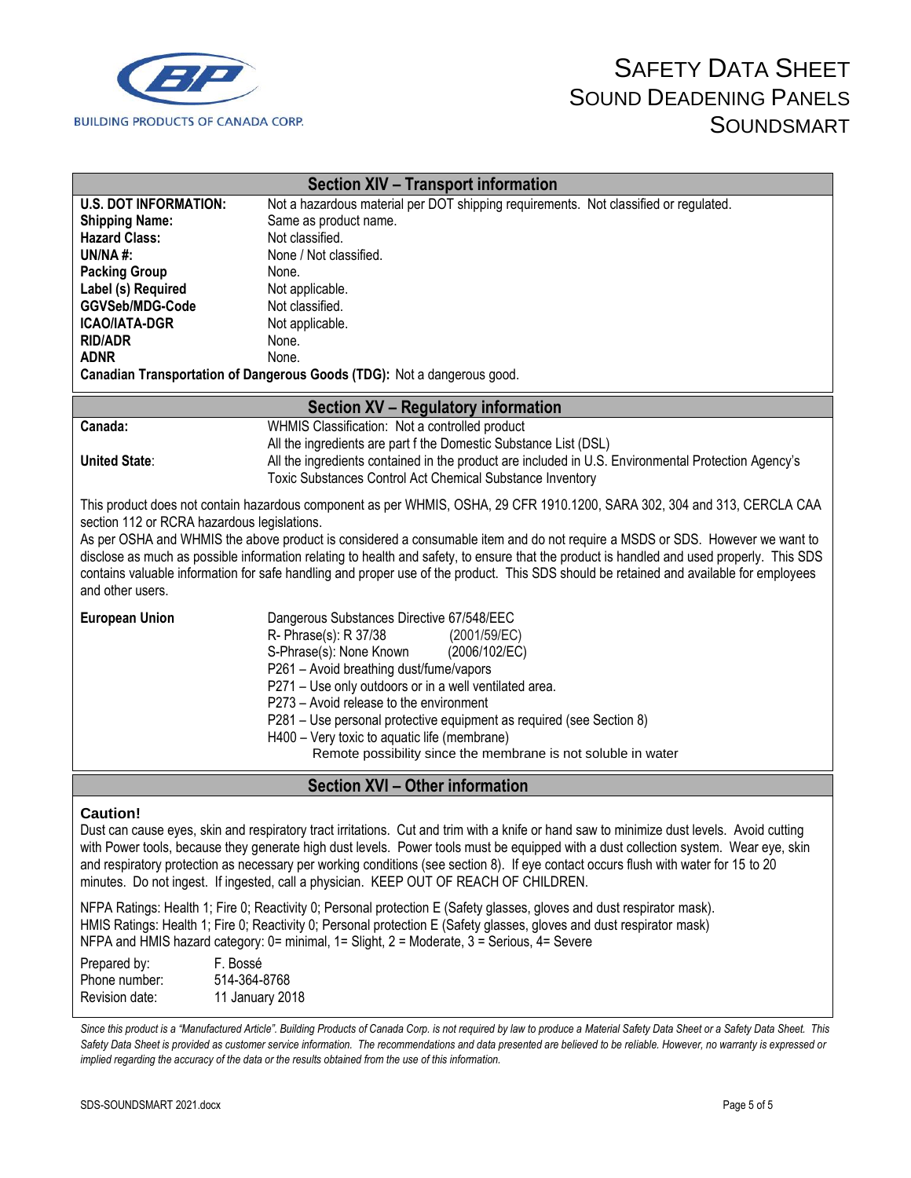## Section XIV – Transport information

| | |
|---|---|
| **U.S. DOT INFORMATION:** | Not a hazardous material per DOT shipping requirements. Not classified or regulated. |
| **Shipping Name:** | Same as product name. |
| **Hazard Class:** | Not classified. |
| **UN/NA #:** | None / Not classified. |
| **Packing Group** | None. |
| **Label (s) Required** | Not applicable. |
| **GGVSeb/MDG-Code** | Not classified. |
| **ICAO/IATA-DGR** | Not applicable. |
| **RID/ADR** | None. |
| **ADNR** | None. |

**Canadian Transportation of Dangerous Goods (TDG):** Not a dangerous good.

## Section XV – Regulatory information

| | |
|---|---|
| **Canada:** | WHMIS Classification: Not a controlled product<br>All the ingredients are part f the Domestic Substance List (DSL) |
| **United State**: | All the ingredients contained in the product are included in U.S. Environmental Protection Agency's Toxic Substances Control Act Chemical Substance Inventory |

This product does not contain hazardous component as per WHMIS, OSHA, 29 CFR 1910.1200, SARA 302, 304 and 313, CERCLA CAA section 112 or RCRA hazardous legislations.

As per OSHA and WHMIS the above product is considered a consumable item and do not require a MSDS or SDS. However we want to disclose as much as possible information relating to health and safety, to ensure that the product is handled and used properly. This SDS contains valuable information for safe handling and proper use of the product. This SDS should be retained and available for employees and other users.

**European Union**

Dangerous Substances Directive 67/548/EEC
R- Phrase(s): R 37/38 (2001/59/EC)
S-Phrase(s): None Known (2006/102/EC)
P261 – Avoid breathing dust/fume/vapors
P271 – Use only outdoors or in a well ventilated area.
P273 – Avoid release to the environment
P281 – Use personal protective equipment as required (see Section 8)
H400 – Very toxic to aquatic life (membrane)
Remote possibility since the membrane is not soluble in water

## Section XVI – Other information

**Caution!**

Dust can cause eyes, skin and respiratory tract irritations. Cut and trim with a knife or hand saw to minimize dust levels. Avoid cutting with Power tools, because they generate high dust levels. Power tools must be equipped with a dust collection system. Wear eye, skin and respiratory protection as necessary per working conditions (see section 8). If eye contact occurs flush with water for 15 to 20 minutes. Do not ingest. If ingested, call a physician. KEEP OUT OF REACH OF CHILDREN.

NFPA Ratings: Health 1; Fire 0; Reactivity 0; Personal protection E (Safety glasses, gloves and dust respirator mask).
HMIS Ratings: Health 1; Fire 0; Reactivity 0; Personal protection E (Safety glasses, gloves and dust respirator mask)
NFPA and HMIS hazard category: 0= minimal, 1= Slight, 2 = Moderate, 3 = Serious, 4= Severe

| | |
|---|---|
| Prepared by: | F. Bossé |
| Phone number: | 514-364-8768 |
| Revision date: | 11 January 2018 |

*Since this product is a "Manufactured Article". Building Products of Canada Corp. is not required by law to produce a Material Safety Data Sheet or a Safety Data Sheet. This Safety Data Sheet is provided as customer service information. The recommendations and data presented are believed to be reliable. However, no warranty is expressed or implied regarding the accuracy of the data or the results obtained from the use of this information.*